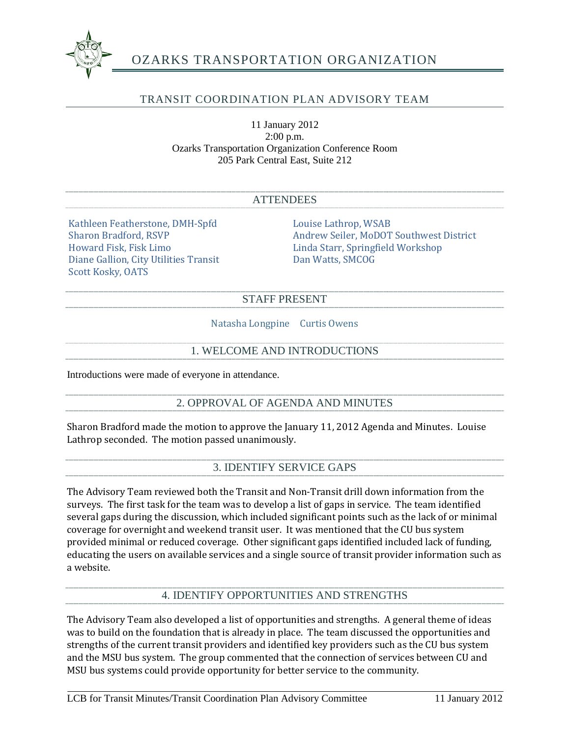# OZARKS TRANSPORTATION ORGANIZATION

## TRANSIT COORDINATION PLAN ADVISORY TEAM

11 January 2012
2:00 p.m.
Ozarks Transportation Organization Conference Room
205 Park Central East, Suite 212

### ATTENDEES

Kathleen Featherstone, DMH-Spfd
Sharon Bradford, RSVP
Howard Fisk, Fisk Limo
Diane Gallion, City Utilities Transit
Scott Kosky, OATS
Louise Lathrop, WSAB
Andrew Seiler, MoDOT Southwest District
Linda Starr, Springfield Workshop
Dan Watts, SMCOG

### STAFF PRESENT

Natasha Longpine Curtis Owens

### 1. WELCOME AND INTRODUCTIONS

Introductions were made of everyone in attendance.

### 2. OPPROVAL OF AGENDA AND MINUTES

Sharon Bradford made the motion to approve the January 11, 2012 Agenda and Minutes. Louise Lathrop seconded. The motion passed unanimously.

### 3. IDENTIFY SERVICE GAPS

The Advisory Team reviewed both the Transit and Non-Transit drill down information from the surveys. The first task for the team was to develop a list of gaps in service. The team identified several gaps during the discussion, which included significant points such as the lack of or minimal coverage for overnight and weekend transit user. It was mentioned that the CU bus system provided minimal or reduced coverage. Other significant gaps identified included lack of funding, educating the users on available services and a single source of transit provider information such as a website.

### 4. IDENTIFY OPPORTUNITIES AND STRENGTHS

The Advisory Team also developed a list of opportunities and strengths. A general theme of ideas was to build on the foundation that is already in place. The team discussed the opportunities and strengths of the current transit providers and identified key providers such as the CU bus system and the MSU bus system. The group commented that the connection of services between CU and MSU bus systems could provide opportunity for better service to the community.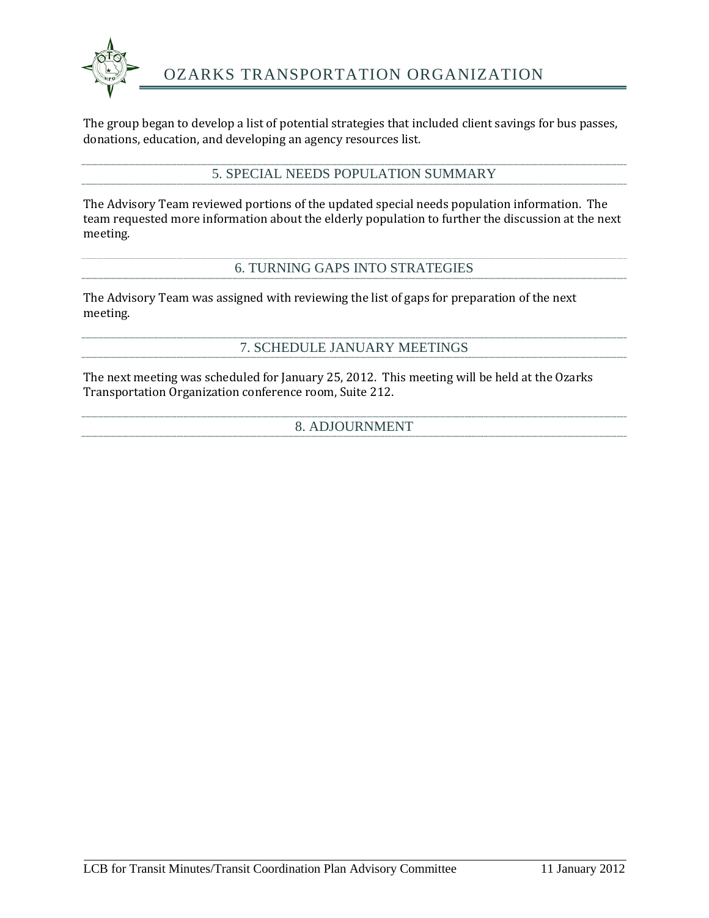The group began to develop a list of potential strategies that included client savings for bus passes, donations, education, and developing an agency resources list.

## 5. SPECIAL NEEDS POPULATION SUMMARY

The Advisory Team reviewed portions of the updated special needs population information. The team requested more information about the elderly population to further the discussion at the next meeting.

## 6. TURNING GAPS INTO STRATEGIES

The Advisory Team was assigned with reviewing the list of gaps for preparation of the next meeting.

## 7. SCHEDULE JANUARY MEETINGS

The next meeting was scheduled for January 25, 2012. This meeting will be held at the Ozarks Transportation Organization conference room, Suite 212.

## 8. ADJOURNMENT